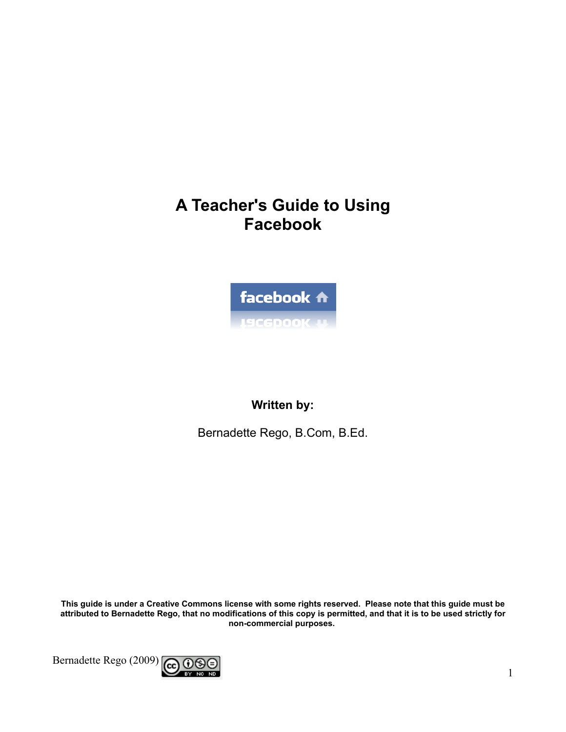# A Teacher's Guide to Using Facebook

**Written by:**

Bernadette Rego, B.Com, B.Ed.

**This guide is under a Creative Commons license with some rights reserved. Please note that this guide must be attributed to Bernadette Rego, that no modifications of this copy is permitted, and that it is to be used strictly for non-commercial purposes.**

Bernadette Rego (2009)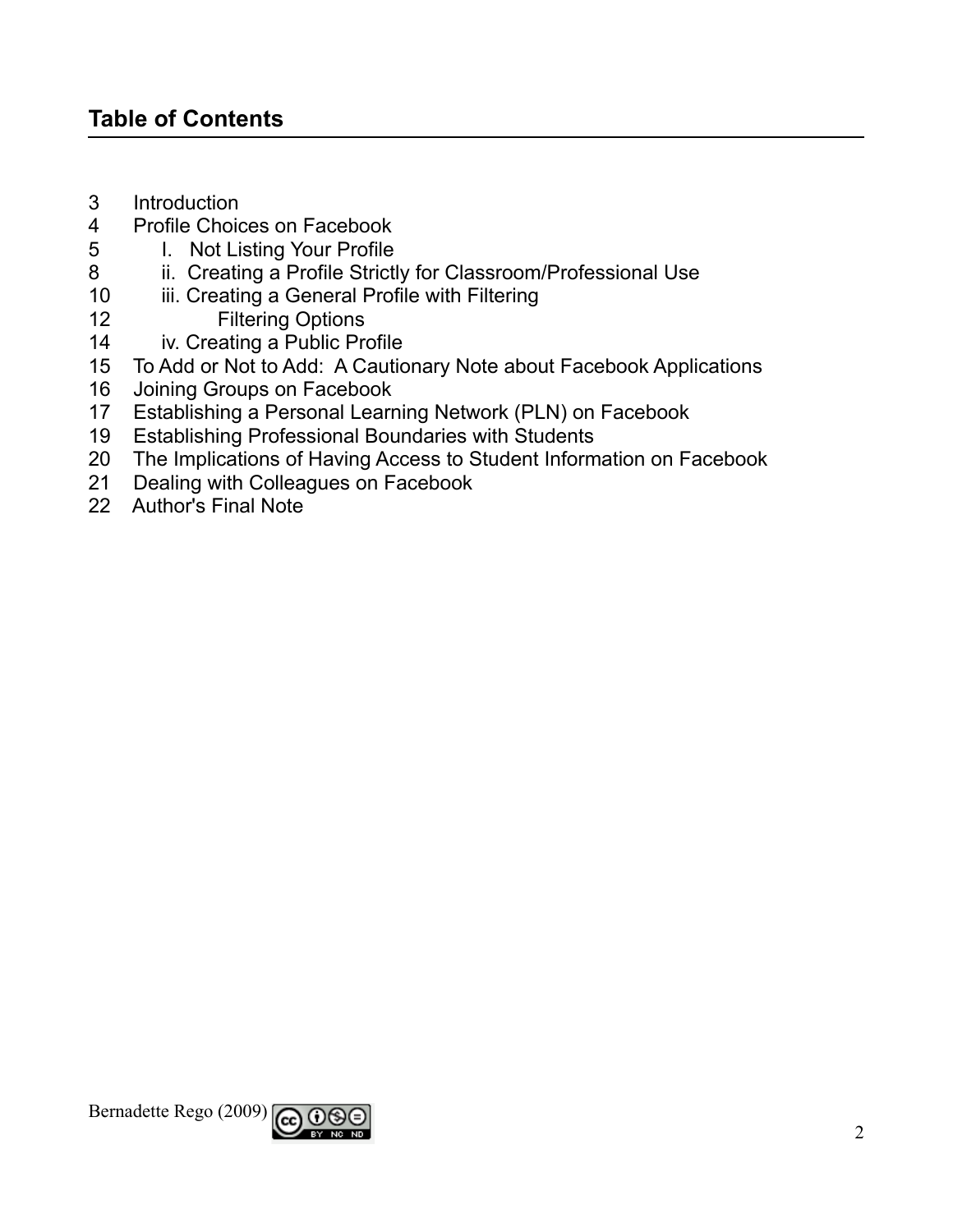## Table of Contents

3 Introduction
4 Profile Choices on Facebook
5 I. Not Listing Your Profile
8 ii. Creating a Profile Strictly for Classroom/Professional Use
10 iii. Creating a General Profile with Filtering
12 Filtering Options
14 iv. Creating a Public Profile
15 To Add or Not to Add: A Cautionary Note about Facebook Applications
16 Joining Groups on Facebook
17 Establishing a Personal Learning Network (PLN) on Facebook
19 Establishing Professional Boundaries with Students
20 The Implications of Having Access to Student Information on Facebook
21 Dealing with Colleagues on Facebook
22 Author's Final Note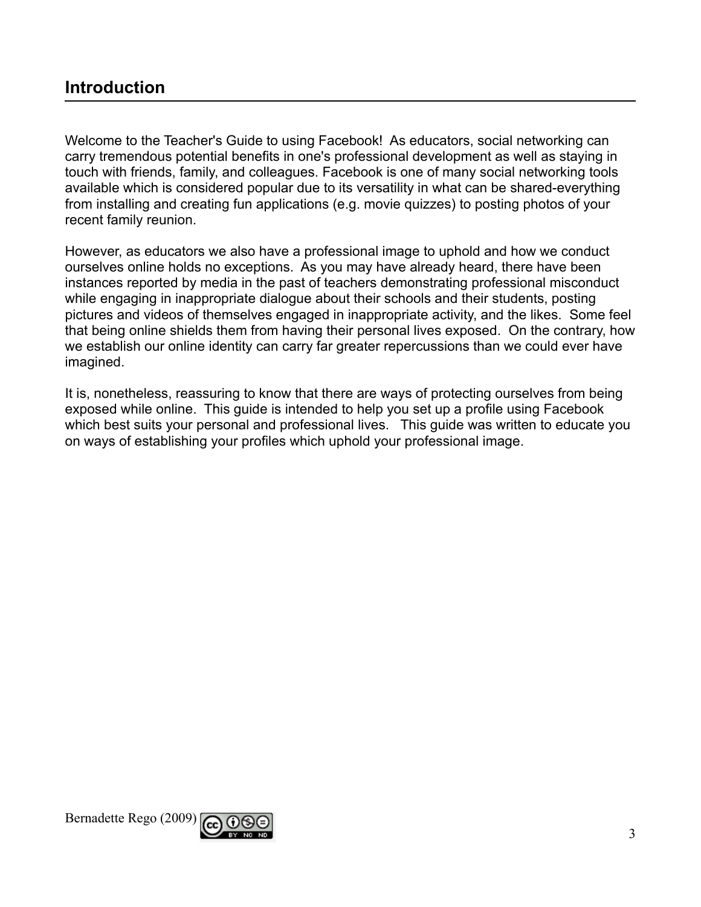## Introduction

Welcome to the Teacher's Guide to using Facebook! As educators, social networking can carry tremendous potential benefits in one's professional development as well as staying in touch with friends, family, and colleagues. Facebook is one of many social networking tools available which is considered popular due to its versatility in what can be shared-everything from installing and creating fun applications (e.g. movie quizzes) to posting photos of your recent family reunion.

However, as educators we also have a professional image to uphold and how we conduct ourselves online holds no exceptions. As you may have already heard, there have been instances reported by media in the past of teachers demonstrating professional misconduct while engaging in inappropriate dialogue about their schools and their students, posting pictures and videos of themselves engaged in inappropriate activity, and the likes. Some feel that being online shields them from having their personal lives exposed. On the contrary, how we establish our online identity can carry far greater repercussions than we could ever have imagined.

It is, nonetheless, reassuring to know that there are ways of protecting ourselves from being exposed while online. This guide is intended to help you set up a profile using Facebook which best suits your personal and professional lives. This guide was written to educate you on ways of establishing your profiles which uphold your professional image.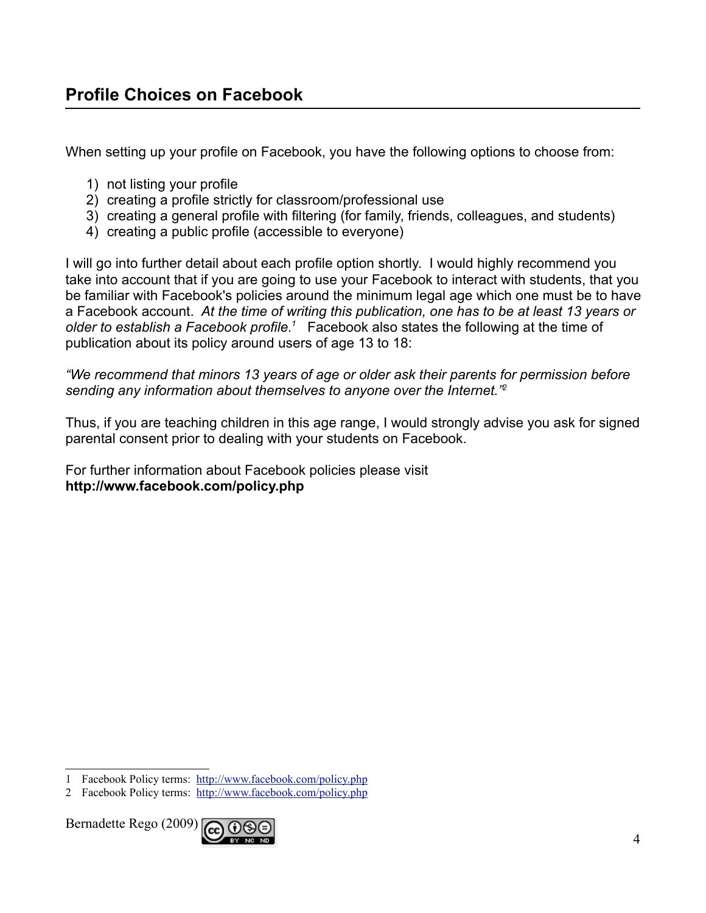## Profile Choices on Facebook

When setting up your profile on Facebook, you have the following options to choose from:

1) not listing your profile
2) creating a profile strictly for classroom/professional use
3) creating a general profile with filtering (for family, friends, colleagues, and students)
4) creating a public profile (accessible to everyone)

I will go into further detail about each profile option shortly. I would highly recommend you take into account that if you are going to use your Facebook to interact with students, that you be familiar with Facebook's policies around the minimum legal age which one must be to have a Facebook account. *At the time of writing this publication, one has to be at least 13 years or older to establish a Facebook profile.*[1] Facebook also states the following at the time of publication about its policy around users of age 13 to 18:

*“We recommend that minors 13 years of age or older ask their parents for permission before sending any information about themselves to anyone over the Internet.”*[2]

Thus, if you are teaching children in this age range, I would strongly advise you ask for signed parental consent prior to dealing with your students on Facebook.

For further information about Facebook policies please visit
**http://www.facebook.com/policy.php**

---

1 Facebook Policy terms: http://www.facebook.com/policy.php

2 Facebook Policy terms: http://www.facebook.com/policy.php

Bernadette Rego (2009)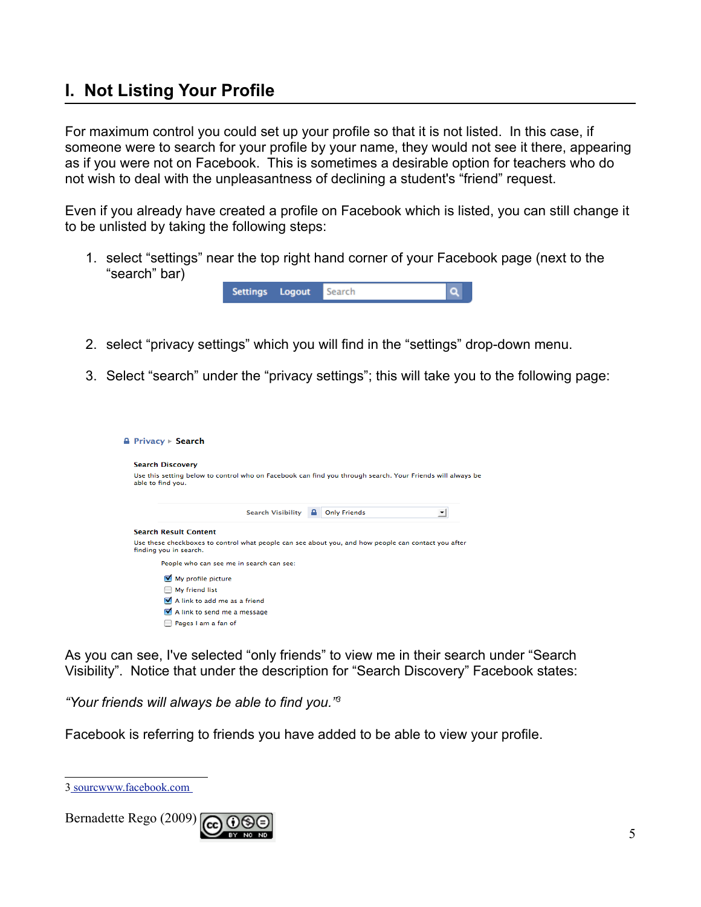## I. Not Listing Your Profile

For maximum control you could set up your profile so that it is not listed. In this case, if someone were to search for your profile by your name, they would not see it there, appearing as if you were not on Facebook. This is sometimes a desirable option for teachers who do not wish to deal with the unpleasantness of declining a student's "friend" request.

Even if you already have created a profile on Facebook which is listed, you can still change it to be unlisted by taking the following steps:

1. select "settings" near the top right hand corner of your Facebook page (next to the "search" bar)

   Settings Logout Search

2. select "privacy settings" which you will find in the "settings" drop-down menu.
3. Select "search" under the "privacy settings"; this will take you to the following page:

Privacy ▸ Search

**Search Discovery**

Use this setting below to control who on Facebook can find you through search. Your Friends will always be able to find you.

Search Visibility: Only Friends

**Search Result Content**

Use these checkboxes to control what people can see about you, and how people can contact you after finding you in search.

People who can see me in search can see:

- [x] My profile picture
- [ ] My friend list
- [x] A link to add me as a friend
- [x] A link to send me a message
- [ ] Pages I am a fan of

As you can see, I've selected "only friends" to view me in their search under "Search Visibility". Notice that under the description for "Search Discovery" Facebook states:

*"Your friends will always be able to find you."*[3]

Facebook is referring to friends you have added to be able to view your profile.

---

3 sourcwww.facebook.com

Bernadette Rego (2009)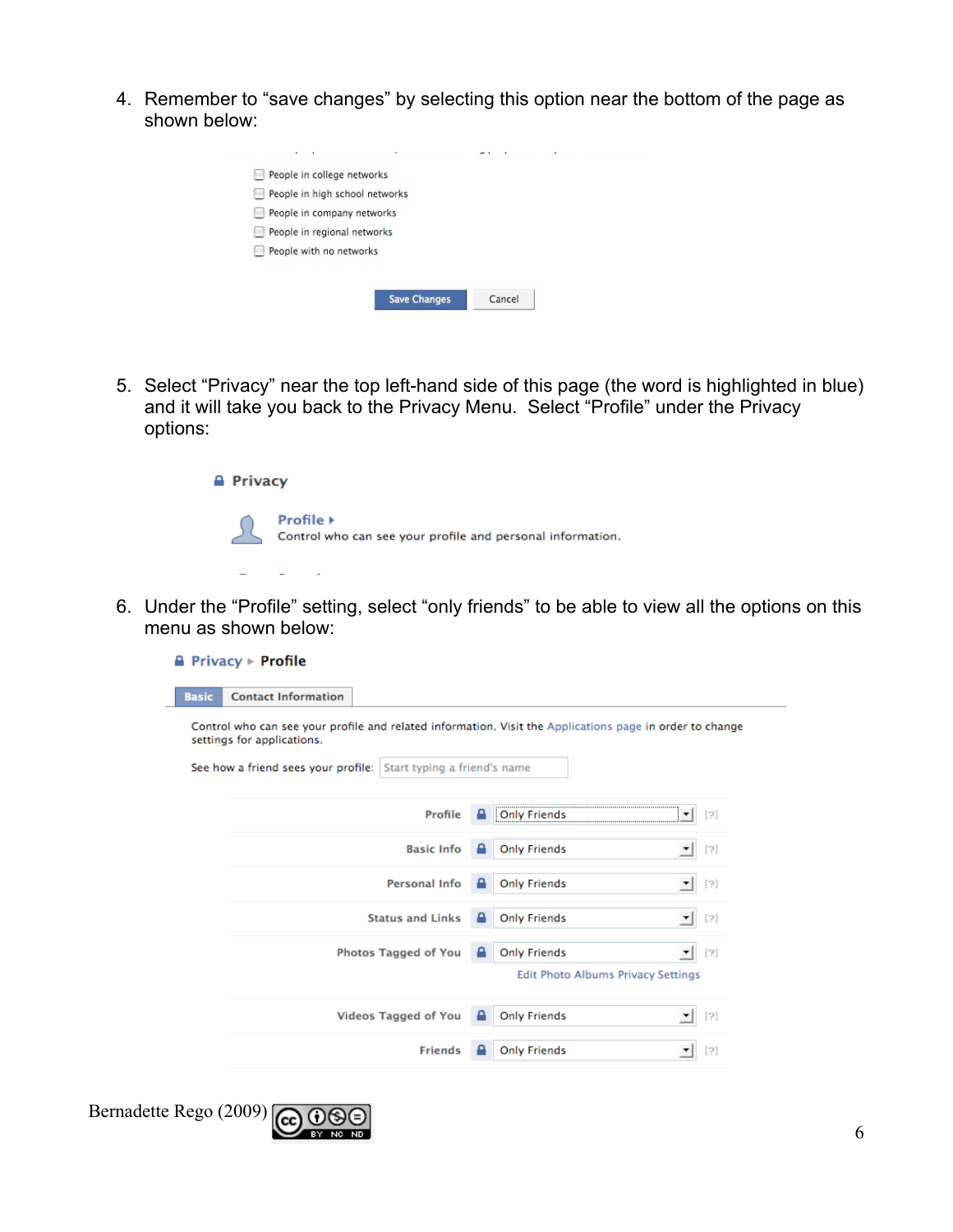4. Remember to “save changes” by selecting this option near the bottom of the page as shown below:

- People in college networks
- People in high school networks
- People in company networks
- People in regional networks
- People with no networks

Save Changes | Cancel

5. Select “Privacy” near the top left-hand side of this page (the word is highlighted in blue) and it will take you back to the Privacy Menu. Select “Profile” under the Privacy options:

**Privacy**

**Profile**
Control who can see your profile and personal information.

6. Under the “Profile” setting, select “only friends” to be able to view all the options on this menu as shown below:

**Privacy ▸ Profile**

Basic | Contact Information

Control who can see your profile and related information. Visit the Applications page in order to change settings for applications.

See how a friend sees your profile: Start typing a friend's name

| Setting | Visibility |
|---|---|
| Profile | Only Friends |
| Basic Info | Only Friends |
| Personal Info | Only Friends |
| Status and Links | Only Friends |
| Photos Tagged of You | Only Friends |
| Videos Tagged of You | Only Friends |
| Friends | Only Friends |

Edit Photo Albums Privacy Settings

Bernadette Rego (2009)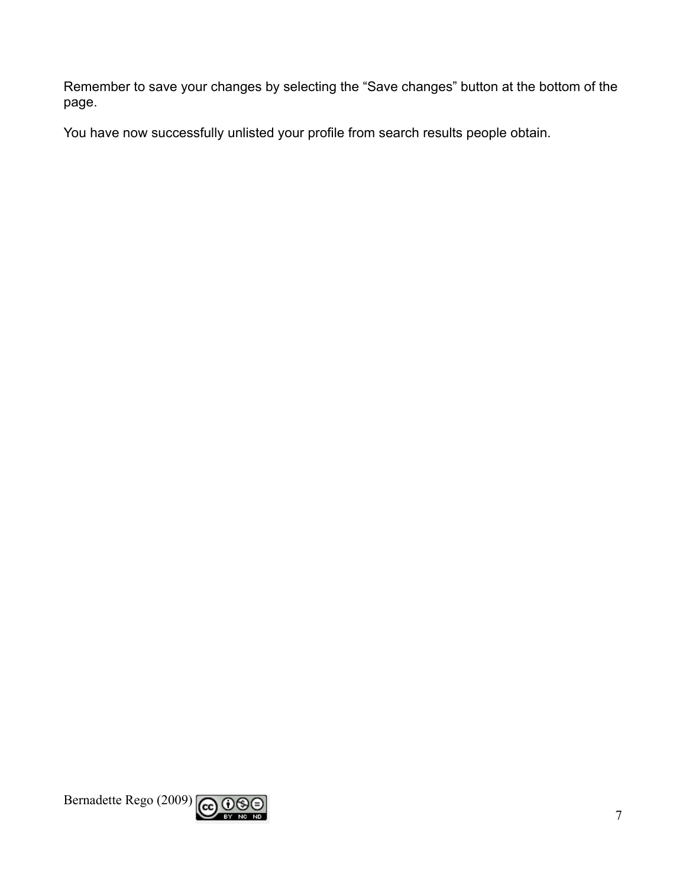Remember to save your changes by selecting the “Save changes” button at the bottom of the page.

You have now successfully unlisted your profile from search results people obtain.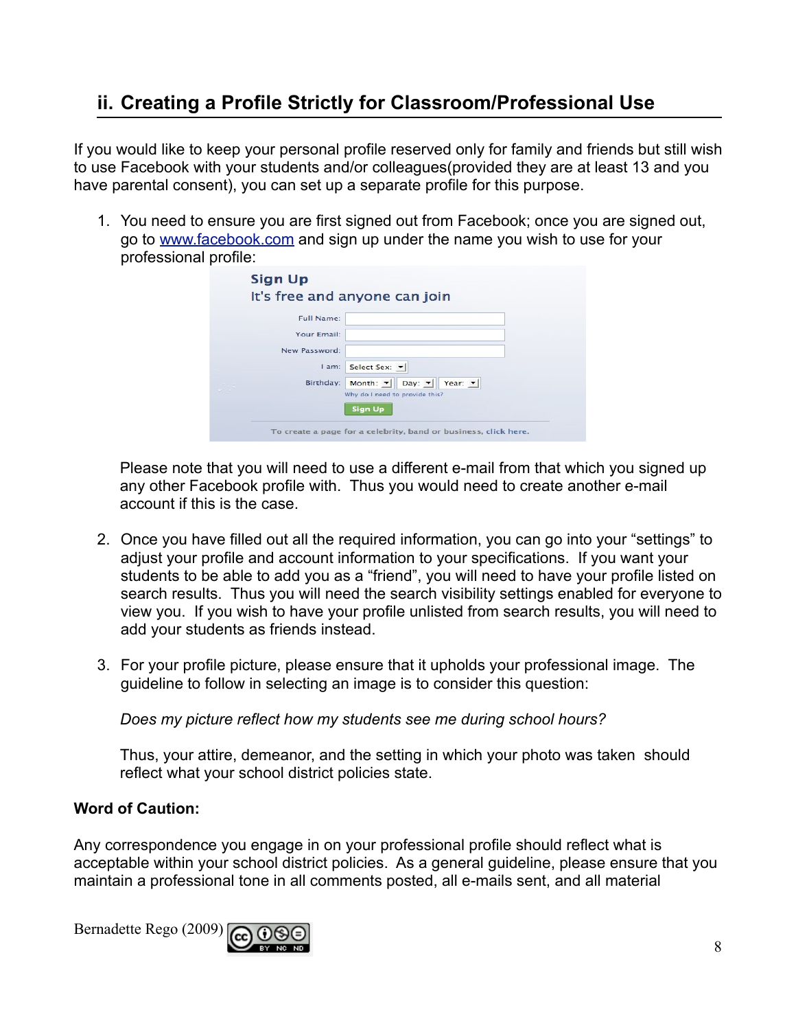## ii. Creating a Profile Strictly for Classroom/Professional Use

If you would like to keep your personal profile reserved only for family and friends but still wish to use Facebook with your students and/or colleagues(provided they are at least 13 and you have parental consent), you can set up a separate profile for this purpose.

1. You need to ensure you are first signed out from Facebook; once you are signed out, go to [www.facebook.com](http://www.facebook.com) and sign up under the name you wish to use for your professional profile:

   Please note that you will need to use a different e-mail from that which you signed up any other Facebook profile with. Thus you would need to create another e-mail account if this is the case.

2. Once you have filled out all the required information, you can go into your "settings" to adjust your profile and account information to your specifications. If you want your students to be able to add you as a "friend", you will need to have your profile listed on search results. Thus you will need the search visibility settings enabled for everyone to view you. If you wish to have your profile unlisted from search results, you will need to add your students as friends instead.

3. For your profile picture, please ensure that it upholds your professional image. The guideline to follow in selecting an image is to consider this question:

   *Does my picture reflect how my students see me during school hours?*

   Thus, your attire, demeanor, and the setting in which your photo was taken should reflect what your school district policies state.

**Word of Caution:**

Any correspondence you engage in on your professional profile should reflect what is acceptable within your school district policies. As a general guideline, please ensure that you maintain a professional tone in all comments posted, all e-mails sent, and all material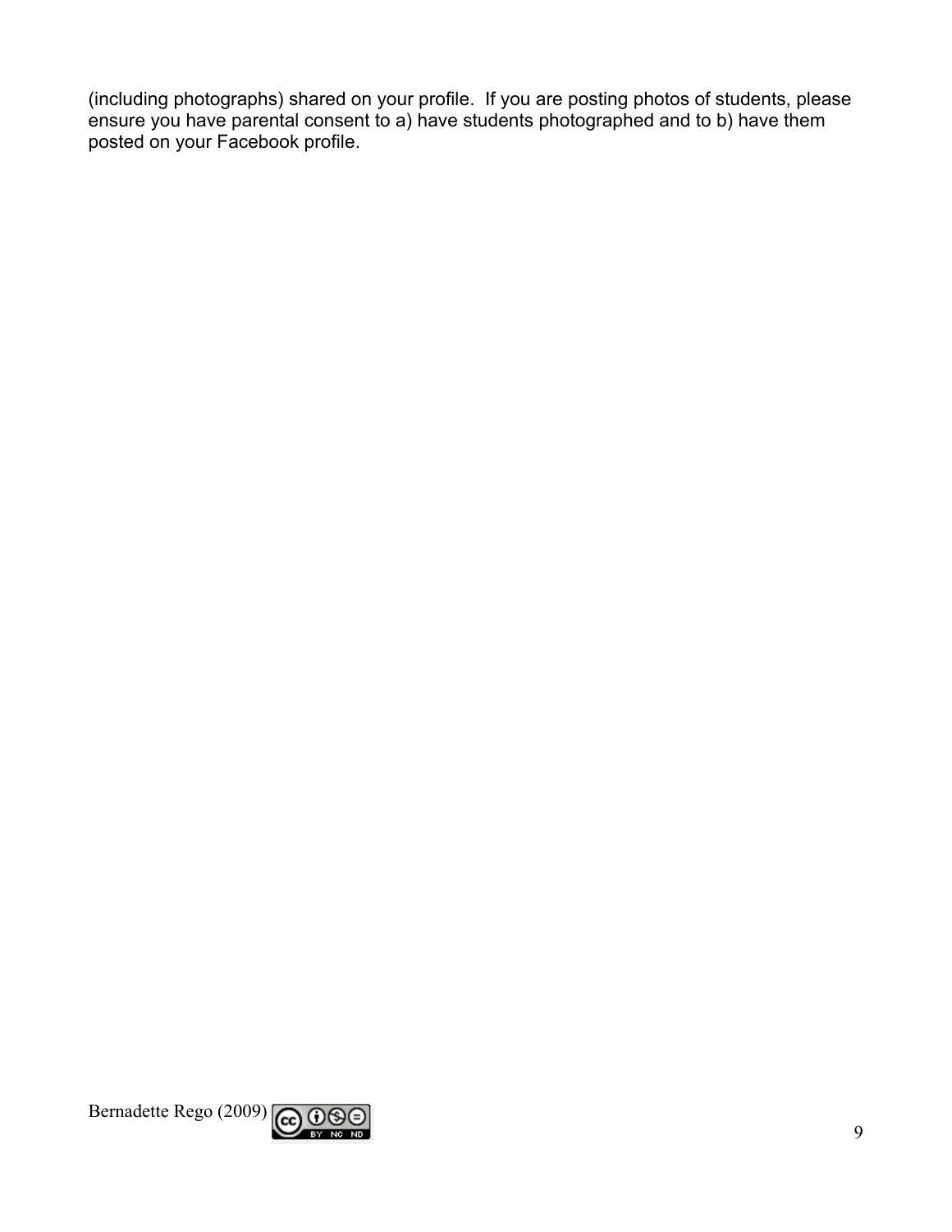(including photographs) shared on your profile.  If you are posting photos of students, please ensure you have parental consent to a) have students photographed and to b) have them posted on your Facebook profile.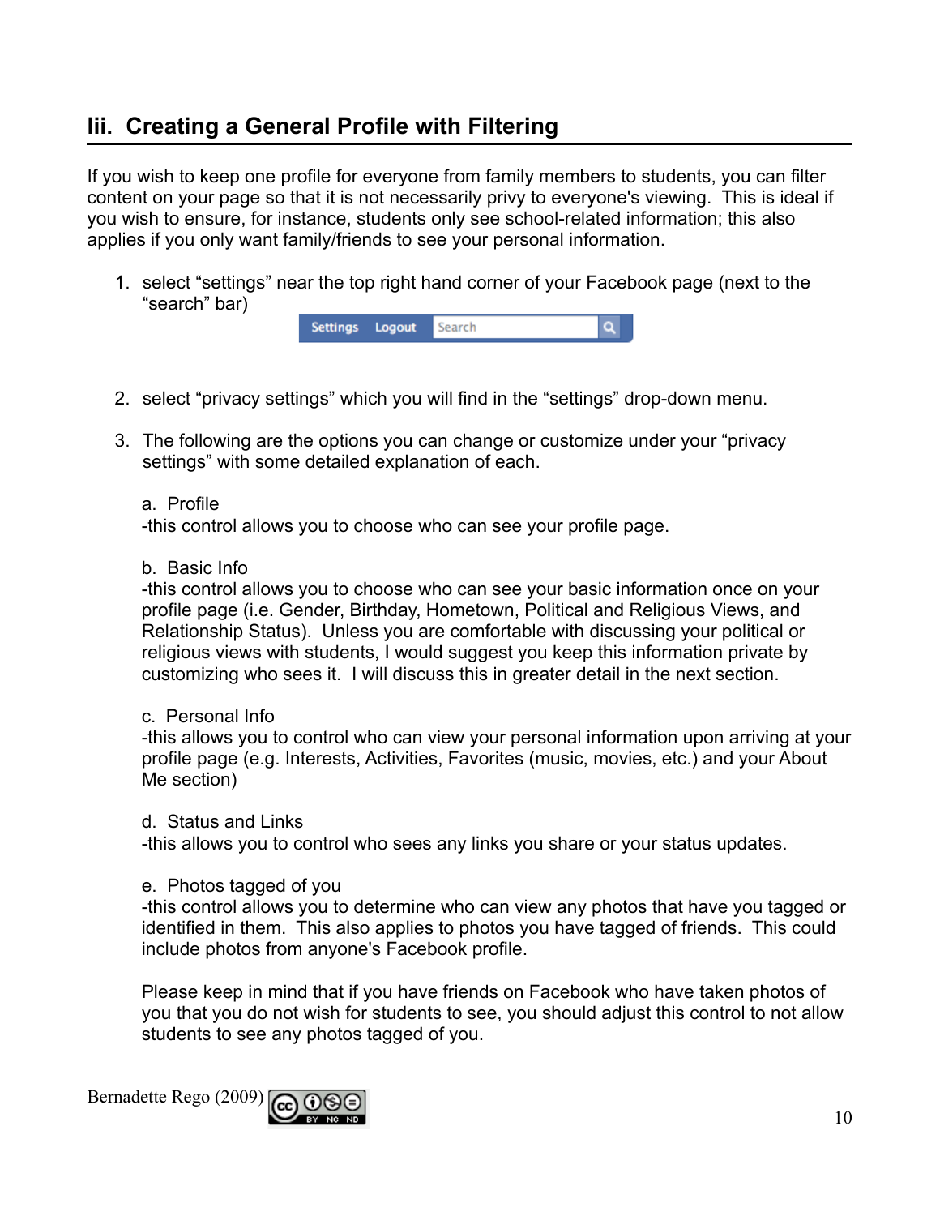## Iii. Creating a General Profile with Filtering

If you wish to keep one profile for everyone from family members to students, you can filter content on your page so that it is not necessarily privy to everyone's viewing. This is ideal if you wish to ensure, for instance, students only see school-related information; this also applies if you only want family/friends to see your personal information.

1. select “settings” near the top right hand corner of your Facebook page (next to the “search” bar)

2. select “privacy settings” which you will find in the “settings” drop-down menu.

3. The following are the options you can change or customize under your “privacy settings” with some detailed explanation of each.

   a. Profile
   -this control allows you to choose who can see your profile page.

   b. Basic Info
   -this control allows you to choose who can see your basic information once on your profile page (i.e. Gender, Birthday, Hometown, Political and Religious Views, and Relationship Status). Unless you are comfortable with discussing your political or religious views with students, I would suggest you keep this information private by customizing who sees it. I will discuss this in greater detail in the next section.

   c. Personal Info
   -this allows you to control who can view your personal information upon arriving at your profile page (e.g. Interests, Activities, Favorites (music, movies, etc.) and your About Me section)

   d. Status and Links
   -this allows you to control who sees any links you share or your status updates.

   e. Photos tagged of you
   -this control allows you to determine who can view any photos that have you tagged or identified in them. This also applies to photos you have tagged of friends. This could include photos from anyone's Facebook profile.

   Please keep in mind that if you have friends on Facebook who have taken photos of you that you do not wish for students to see, you should adjust this control to not allow students to see any photos tagged of you.

Bernadette Rego (2009)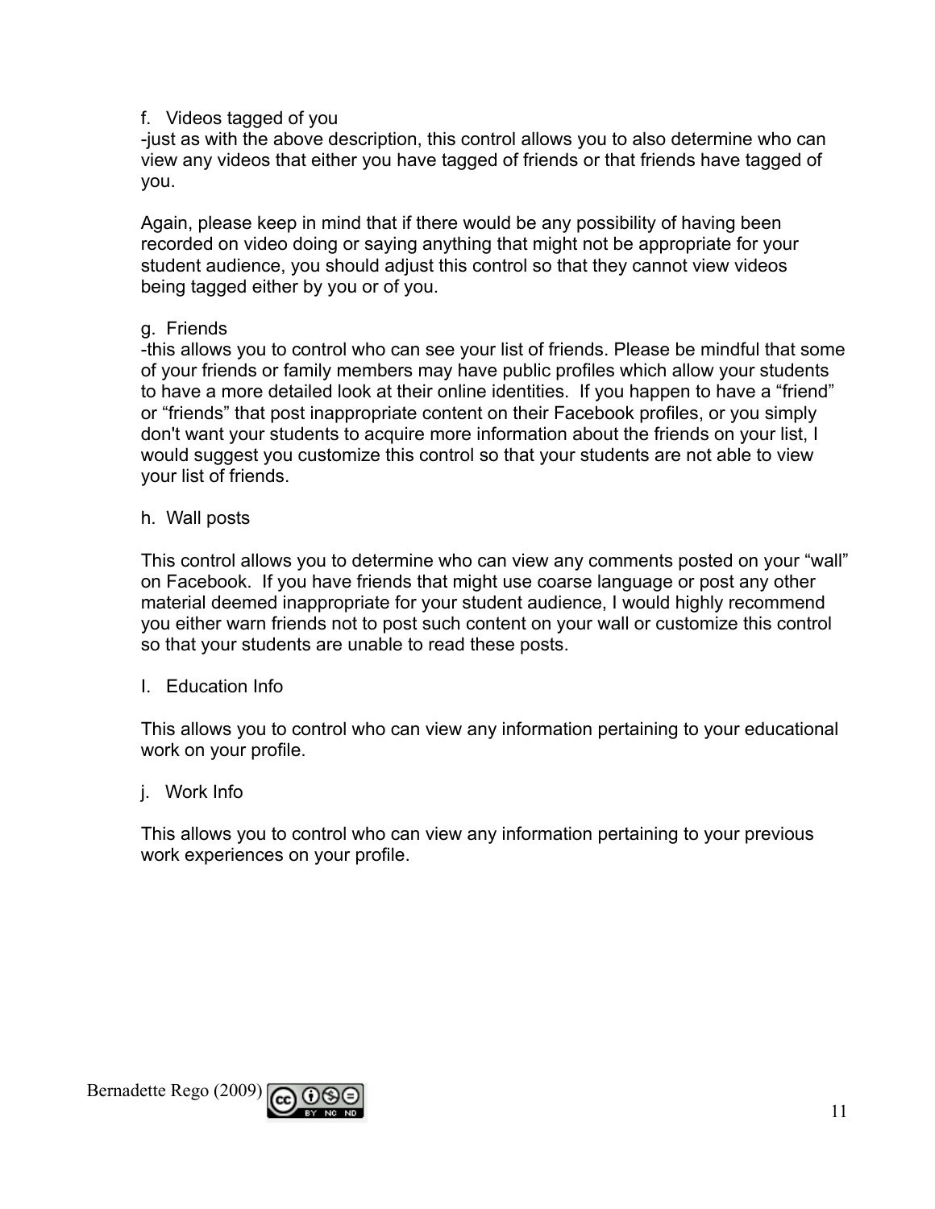f. Videos tagged of you
-just as with the above description, this control allows you to also determine who can view any videos that either you have tagged of friends or that friends have tagged of you.

Again, please keep in mind that if there would be any possibility of having been recorded on video doing or saying anything that might not be appropriate for your student audience, you should adjust this control so that they cannot view videos being tagged either by you or of you.

g. Friends
-this allows you to control who can see your list of friends. Please be mindful that some of your friends or family members may have public profiles which allow your students to have a more detailed look at their online identities. If you happen to have a “friend” or “friends” that post inappropriate content on their Facebook profiles, or you simply don't want your students to acquire more information about the friends on your list, I would suggest you customize this control so that your students are not able to view your list of friends.

h. Wall posts

This control allows you to determine who can view any comments posted on your “wall” on Facebook. If you have friends that might use coarse language or post any other material deemed inappropriate for your student audience, I would highly recommend you either warn friends not to post such content on your wall or customize this control so that your students are unable to read these posts.

I. Education Info

This allows you to control who can view any information pertaining to your educational work on your profile.

j. Work Info

This allows you to control who can view any information pertaining to your previous work experiences on your profile.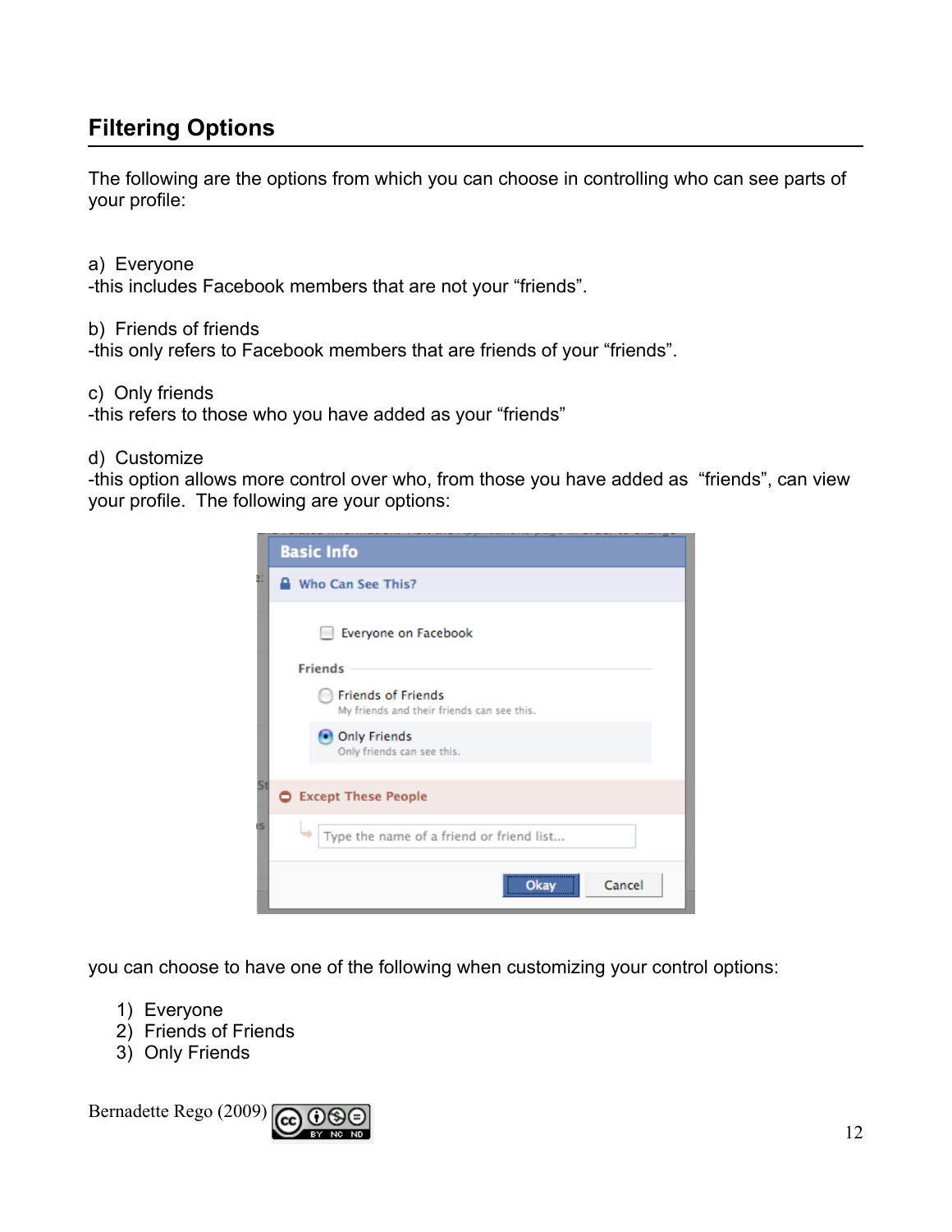## Filtering Options

The following are the options from which you can choose in controlling who can see parts of your profile:

a) Everyone
-this includes Facebook members that are not your “friends”.

b) Friends of friends
-this only refers to Facebook members that are friends of your “friends”.

c) Only friends
-this refers to those who you have added as your “friends”

d) Customize
-this option allows more control over who, from those you have added as “friends”, can view your profile. The following are your options:

you can choose to have one of the following when customizing your control options:

1) Everyone
2) Friends of Friends
3) Only Friends

Bernadette Rego (2009)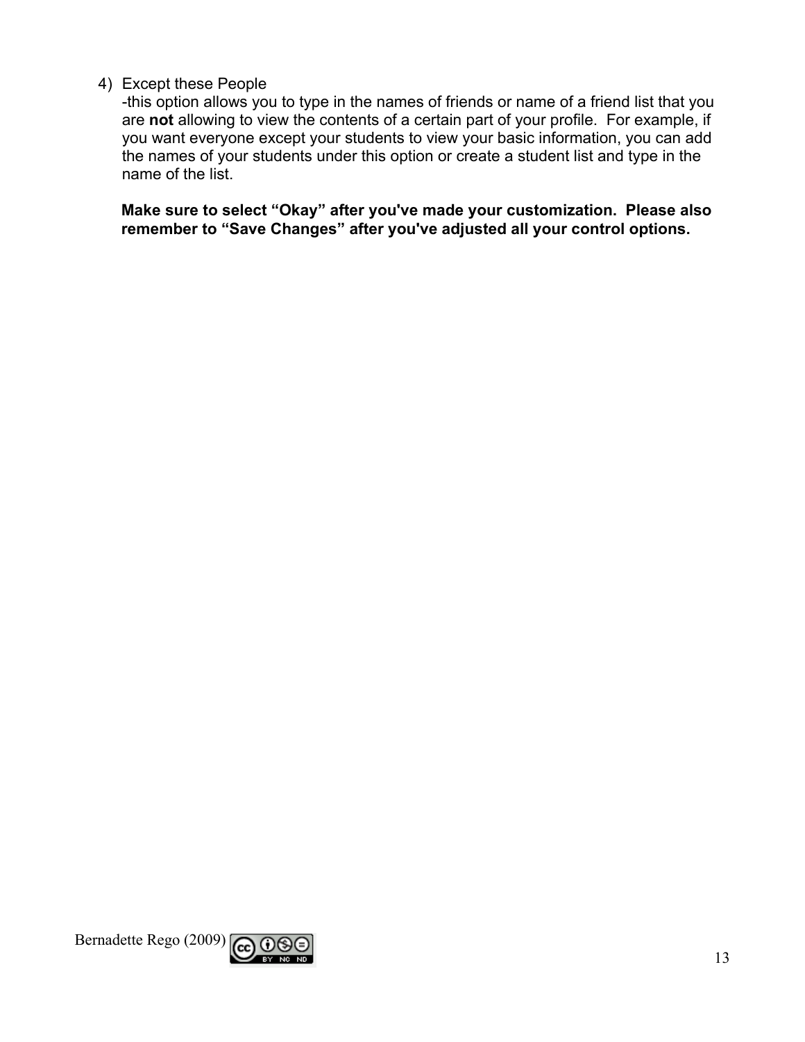4) Except these People

   -this option allows you to type in the names of friends or name of a friend list that you are **not** allowing to view the contents of a certain part of your profile. For example, if you want everyone except your students to view your basic information, you can add the names of your students under this option or create a student list and type in the name of the list.

   **Make sure to select “Okay” after you've made your customization. Please also remember to “Save Changes” after you've adjusted all your control options.**

Bernadette Rego (2009)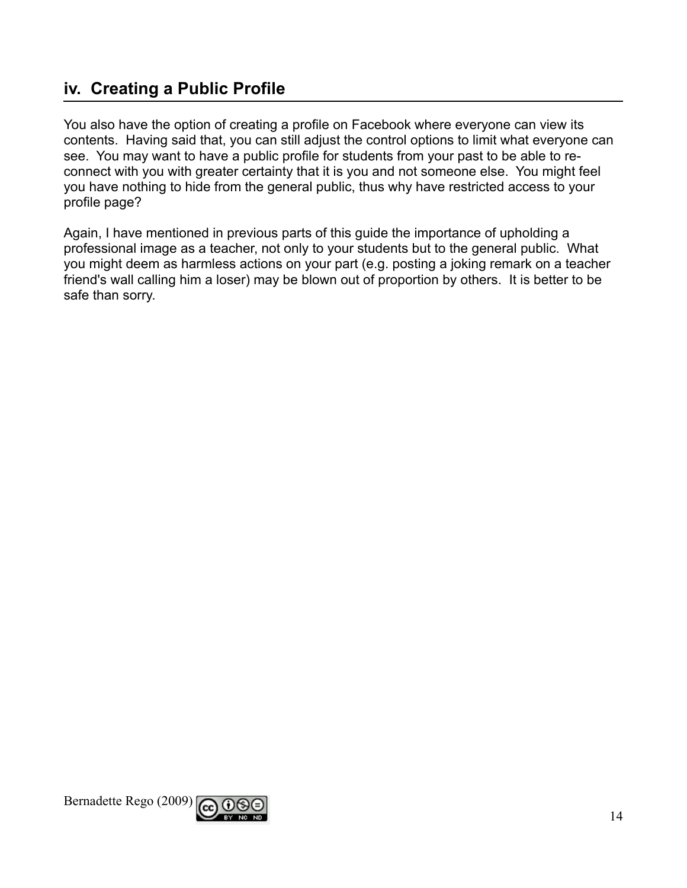## iv. Creating a Public Profile

You also have the option of creating a profile on Facebook where everyone can view its contents. Having said that, you can still adjust the control options to limit what everyone can see. You may want to have a public profile for students from your past to be able to re-connect with you with greater certainty that it is you and not someone else. You might feel you have nothing to hide from the general public, thus why have restricted access to your profile page?

Again, I have mentioned in previous parts of this guide the importance of upholding a professional image as a teacher, not only to your students but to the general public. What you might deem as harmless actions on your part (e.g. posting a joking remark on a teacher friend's wall calling him a loser) may be blown out of proportion by others. It is better to be safe than sorry.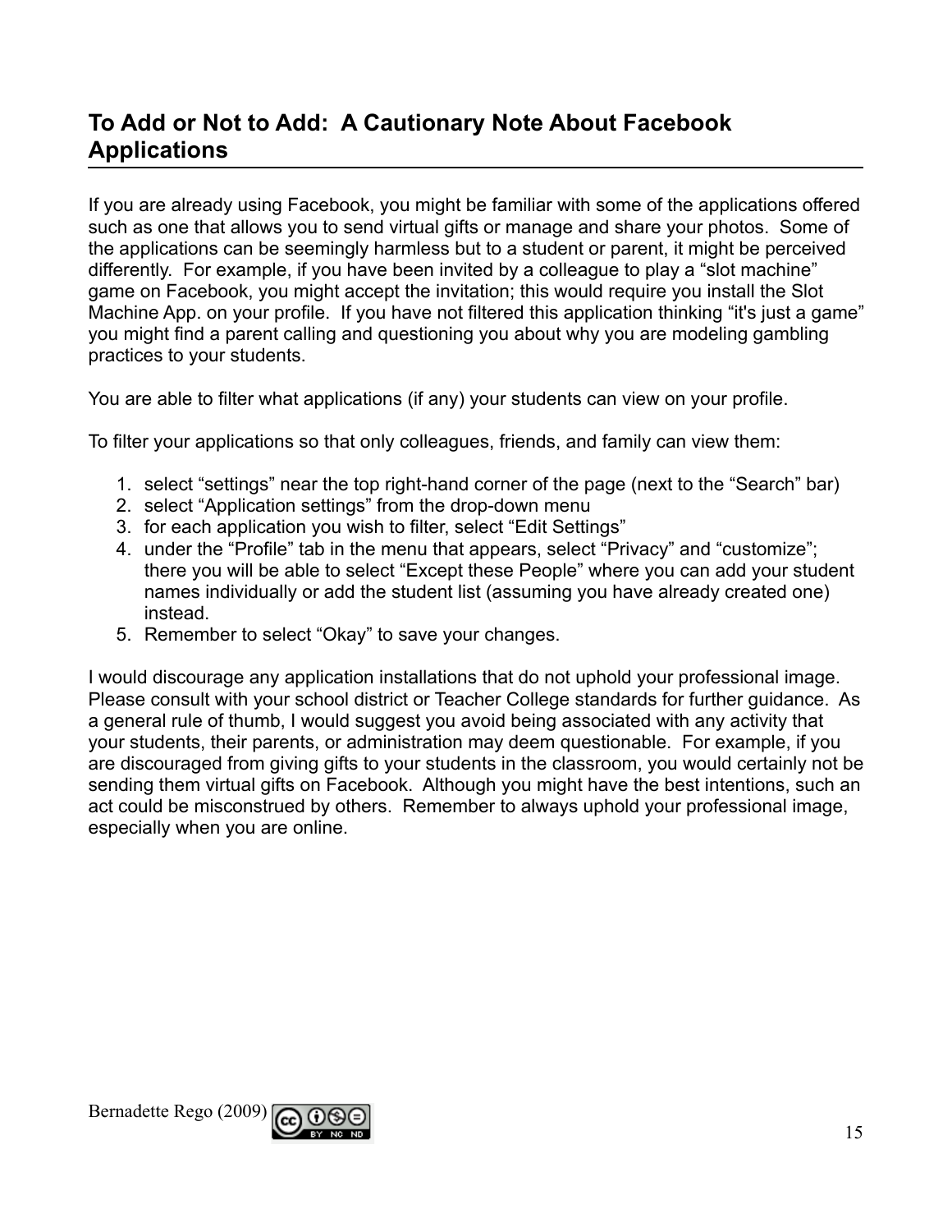## To Add or Not to Add: A Cautionary Note About Facebook Applications

If you are already using Facebook, you might be familiar with some of the applications offered such as one that allows you to send virtual gifts or manage and share your photos. Some of the applications can be seemingly harmless but to a student or parent, it might be perceived differently. For example, if you have been invited by a colleague to play a “slot machine” game on Facebook, you might accept the invitation; this would require you install the Slot Machine App. on your profile. If you have not filtered this application thinking “it's just a game” you might find a parent calling and questioning you about why you are modeling gambling practices to your students.

You are able to filter what applications (if any) your students can view on your profile.

To filter your applications so that only colleagues, friends, and family can view them:

1. select “settings” near the top right-hand corner of the page (next to the “Search” bar)
2. select “Application settings” from the drop-down menu
3. for each application you wish to filter, select “Edit Settings”
4. under the “Profile” tab in the menu that appears, select “Privacy” and “customize”; there you will be able to select “Except these People” where you can add your student names individually or add the student list (assuming you have already created one) instead.
5. Remember to select “Okay” to save your changes.

I would discourage any application installations that do not uphold your professional image. Please consult with your school district or Teacher College standards for further guidance. As a general rule of thumb, I would suggest you avoid being associated with any activity that your students, their parents, or administration may deem questionable. For example, if you are discouraged from giving gifts to your students in the classroom, you would certainly not be sending them virtual gifts on Facebook. Although you might have the best intentions, such an act could be misconstrued by others. Remember to always uphold your professional image, especially when you are online.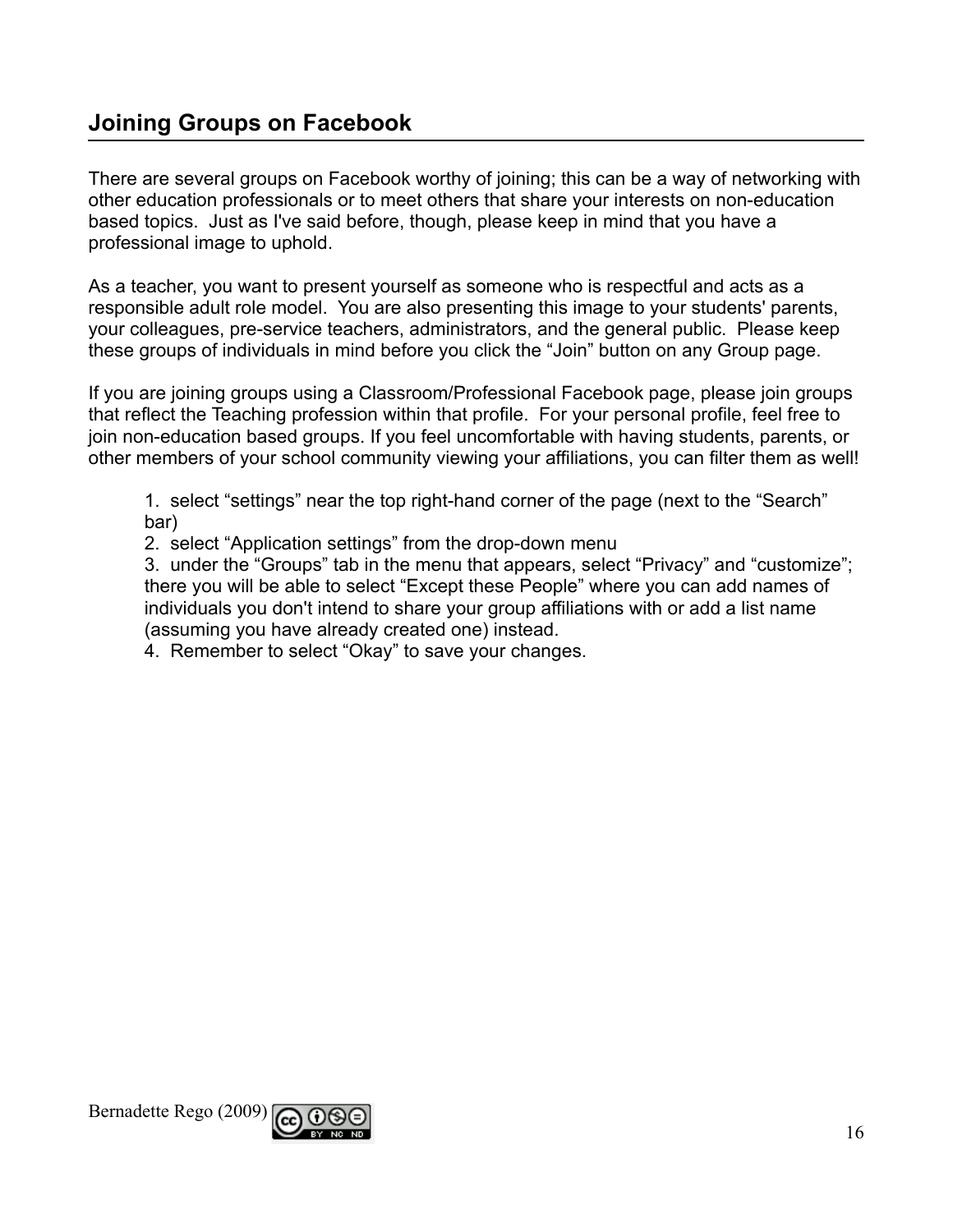## Joining Groups on Facebook

There are several groups on Facebook worthy of joining; this can be a way of networking with other education professionals or to meet others that share your interests on non-education based topics. Just as I've said before, though, please keep in mind that you have a professional image to uphold.

As a teacher, you want to present yourself as someone who is respectful and acts as a responsible adult role model. You are also presenting this image to your students' parents, your colleagues, pre-service teachers, administrators, and the general public. Please keep these groups of individuals in mind before you click the “Join” button on any Group page.

If you are joining groups using a Classroom/Professional Facebook page, please join groups that reflect the Teaching profession within that profile. For your personal profile, feel free to join non-education based groups. If you feel uncomfortable with having students, parents, or other members of your school community viewing your affiliations, you can filter them as well!

1. select “settings” near the top right-hand corner of the page (next to the “Search” bar)
2. select “Application settings” from the drop-down menu
3. under the “Groups” tab in the menu that appears, select “Privacy” and “customize”; there you will be able to select “Except these People” where you can add names of individuals you don't intend to share your group affiliations with or add a list name (assuming you have already created one) instead.
4. Remember to select “Okay” to save your changes.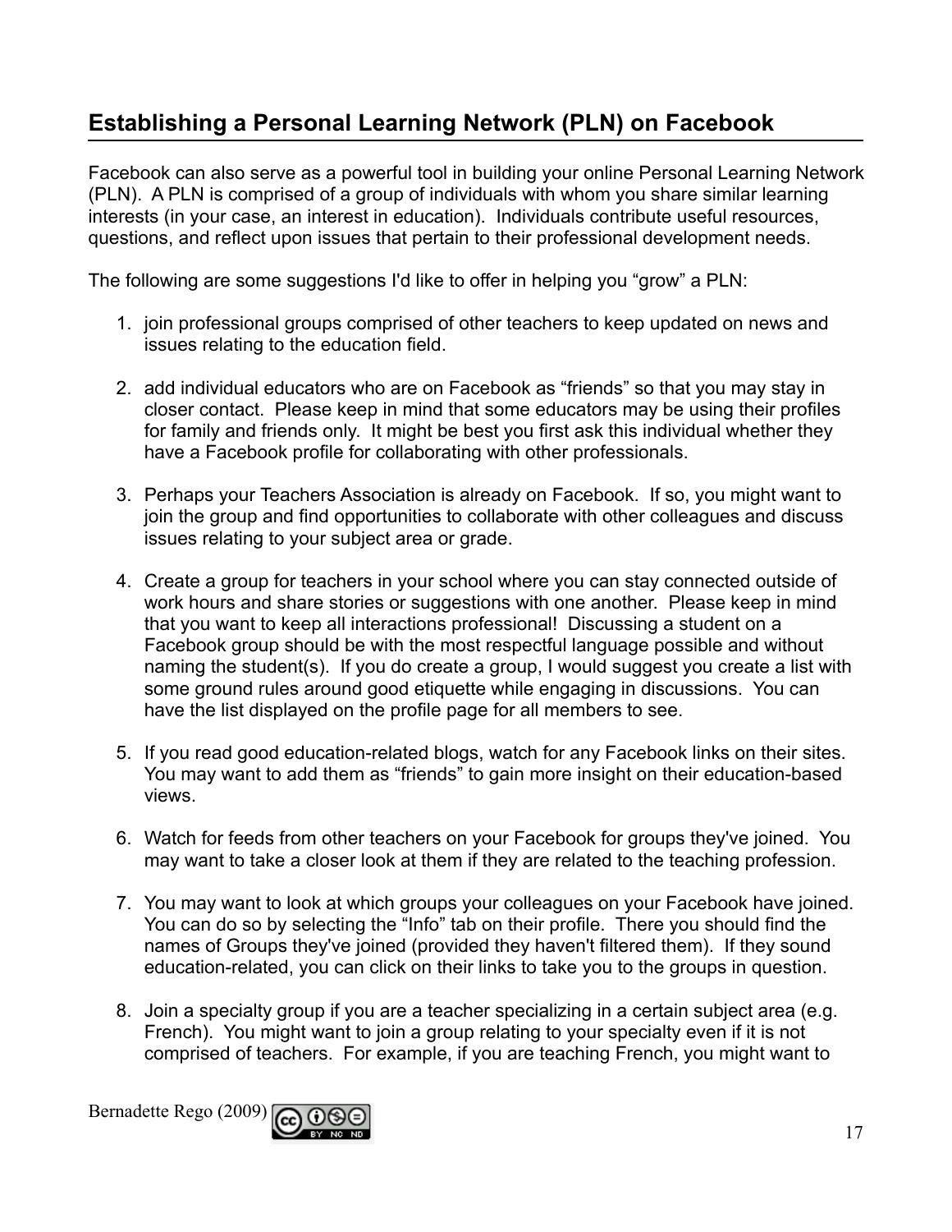## Establishing a Personal Learning Network (PLN) on Facebook

Facebook can also serve as a powerful tool in building your online Personal Learning Network (PLN). A PLN is comprised of a group of individuals with whom you share similar learning interests (in your case, an interest in education). Individuals contribute useful resources, questions, and reflect upon issues that pertain to their professional development needs.

The following are some suggestions I'd like to offer in helping you "grow" a PLN:

1. join professional groups comprised of other teachers to keep updated on news and issues relating to the education field.

2. add individual educators who are on Facebook as "friends" so that you may stay in closer contact. Please keep in mind that some educators may be using their profiles for family and friends only. It might be best you first ask this individual whether they have a Facebook profile for collaborating with other professionals.

3. Perhaps your Teachers Association is already on Facebook. If so, you might want to join the group and find opportunities to collaborate with other colleagues and discuss issues relating to your subject area or grade.

4. Create a group for teachers in your school where you can stay connected outside of work hours and share stories or suggestions with one another. Please keep in mind that you want to keep all interactions professional! Discussing a student on a Facebook group should be with the most respectful language possible and without naming the student(s). If you do create a group, I would suggest you create a list with some ground rules around good etiquette while engaging in discussions. You can have the list displayed on the profile page for all members to see.

5. If you read good education-related blogs, watch for any Facebook links on their sites. You may want to add them as "friends" to gain more insight on their education-based views.

6. Watch for feeds from other teachers on your Facebook for groups they've joined. You may want to take a closer look at them if they are related to the teaching profession.

7. You may want to look at which groups your colleagues on your Facebook have joined. You can do so by selecting the "Info" tab on their profile. There you should find the names of Groups they've joined (provided they haven't filtered them). If they sound education-related, you can click on their links to take you to the groups in question.

8. Join a specialty group if you are a teacher specializing in a certain subject area (e.g. French). You might want to join a group relating to your specialty even if it is not comprised of teachers. For example, if you are teaching French, you might want to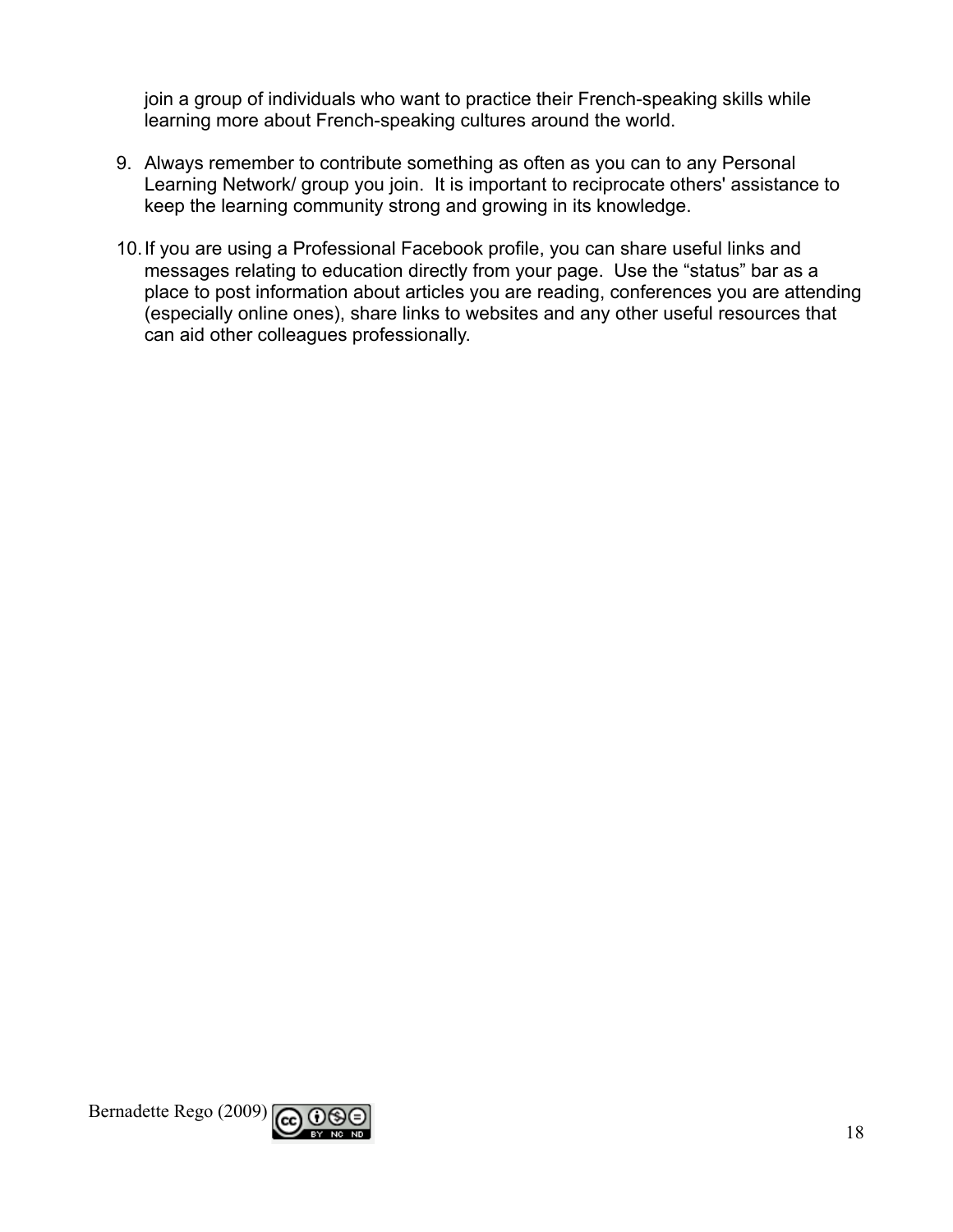join a group of individuals who want to practice their French-speaking skills while learning more about French-speaking cultures around the world.

9. Always remember to contribute something as often as you can to any Personal Learning Network/ group you join. It is important to reciprocate others' assistance to keep the learning community strong and growing in its knowledge.

10. If you are using a Professional Facebook profile, you can share useful links and messages relating to education directly from your page. Use the “status” bar as a place to post information about articles you are reading, conferences you are attending (especially online ones), share links to websites and any other useful resources that can aid other colleagues professionally.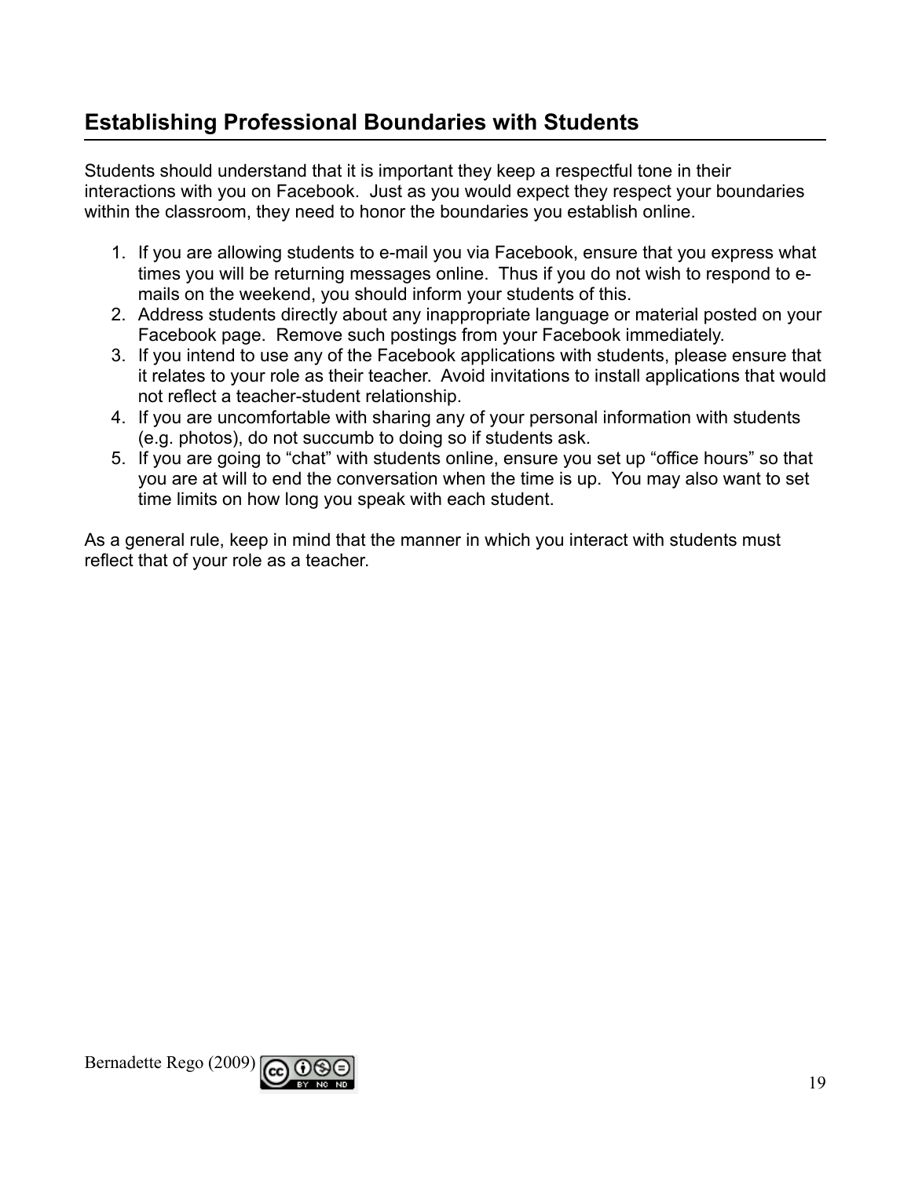## Establishing Professional Boundaries with Students

Students should understand that it is important they keep a respectful tone in their interactions with you on Facebook. Just as you would expect they respect your boundaries within the classroom, they need to honor the boundaries you establish online.

1. If you are allowing students to e-mail you via Facebook, ensure that you express what times you will be returning messages online. Thus if you do not wish to respond to e-mails on the weekend, you should inform your students of this.
2. Address students directly about any inappropriate language or material posted on your Facebook page. Remove such postings from your Facebook immediately.
3. If you intend to use any of the Facebook applications with students, please ensure that it relates to your role as their teacher. Avoid invitations to install applications that would not reflect a teacher-student relationship.
4. If you are uncomfortable with sharing any of your personal information with students (e.g. photos), do not succumb to doing so if students ask.
5. If you are going to “chat” with students online, ensure you set up “office hours” so that you are at will to end the conversation when the time is up. You may also want to set time limits on how long you speak with each student.

As a general rule, keep in mind that the manner in which you interact with students must reflect that of your role as a teacher.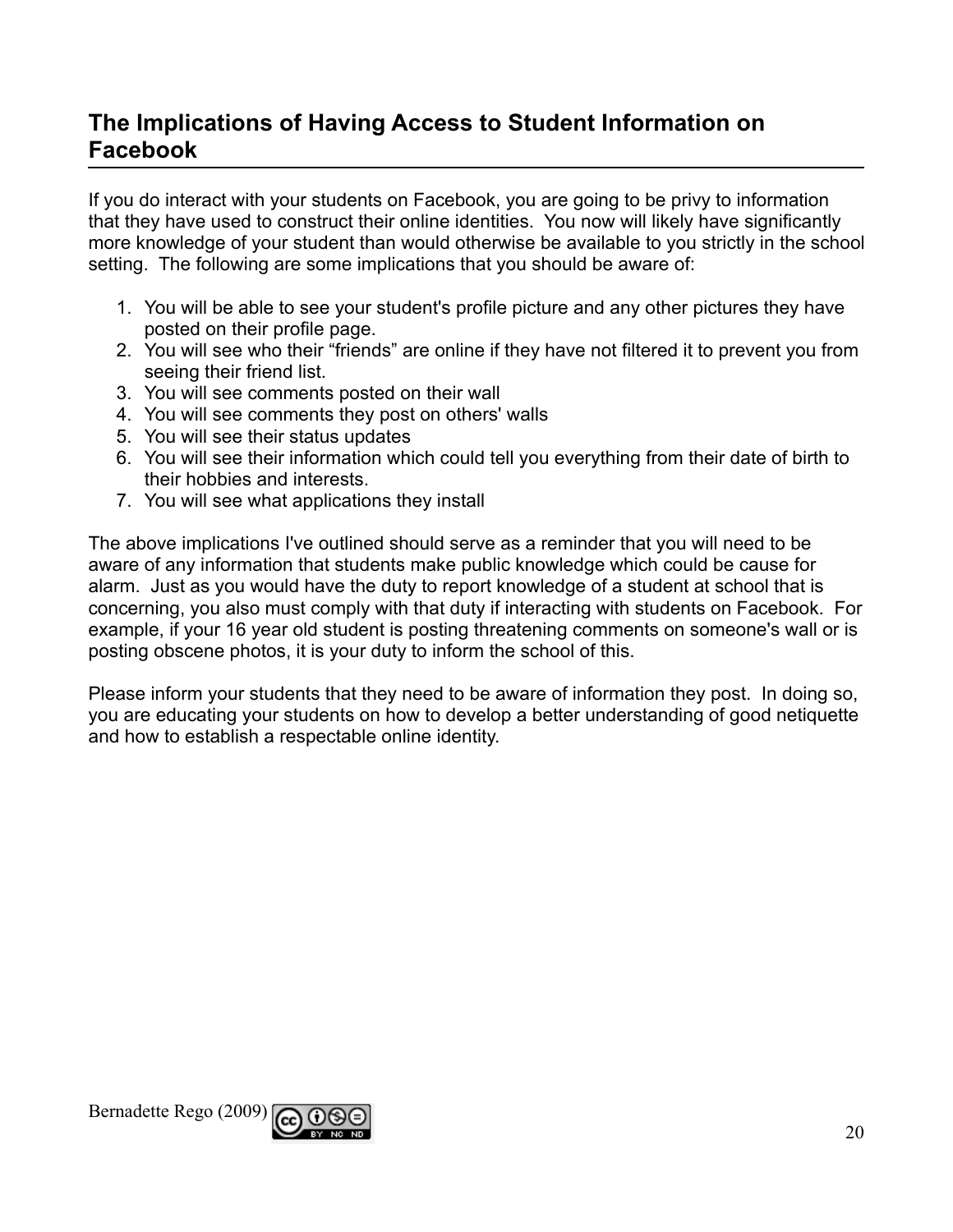## The Implications of Having Access to Student Information on Facebook

If you do interact with your students on Facebook, you are going to be privy to information that they have used to construct their online identities. You now will likely have significantly more knowledge of your student than would otherwise be available to you strictly in the school setting. The following are some implications that you should be aware of:

1. You will be able to see your student's profile picture and any other pictures they have posted on their profile page.
2. You will see who their "friends" are online if they have not filtered it to prevent you from seeing their friend list.
3. You will see comments posted on their wall
4. You will see comments they post on others' walls
5. You will see their status updates
6. You will see their information which could tell you everything from their date of birth to their hobbies and interests.
7. You will see what applications they install

The above implications I've outlined should serve as a reminder that you will need to be aware of any information that students make public knowledge which could be cause for alarm. Just as you would have the duty to report knowledge of a student at school that is concerning, you also must comply with that duty if interacting with students on Facebook. For example, if your 16 year old student is posting threatening comments on someone's wall or is posting obscene photos, it is your duty to inform the school of this.

Please inform your students that they need to be aware of information they post. In doing so, you are educating your students on how to develop a better understanding of good netiquette and how to establish a respectable online identity.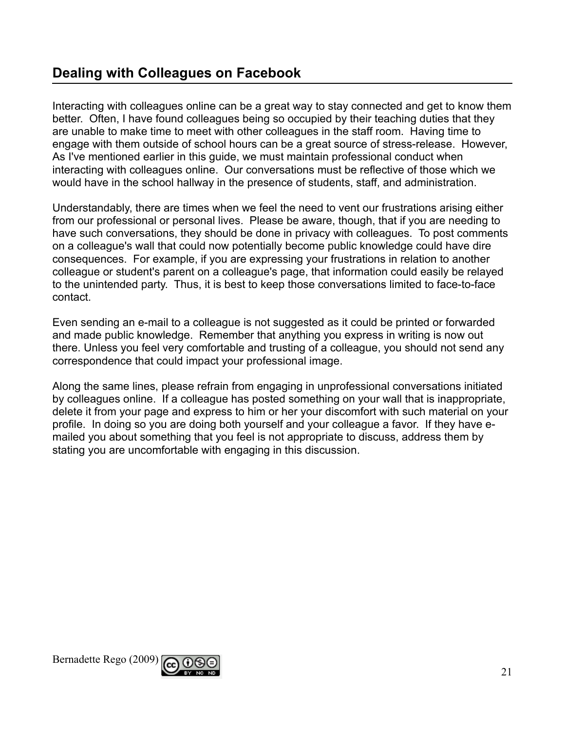## Dealing with Colleagues on Facebook

Interacting with colleagues online can be a great way to stay connected and get to know them better. Often, I have found colleagues being so occupied by their teaching duties that they are unable to make time to meet with other colleagues in the staff room. Having time to engage with them outside of school hours can be a great source of stress-release. However, As I've mentioned earlier in this guide, we must maintain professional conduct when interacting with colleagues online. Our conversations must be reflective of those which we would have in the school hallway in the presence of students, staff, and administration.

Understandably, there are times when we feel the need to vent our frustrations arising either from our professional or personal lives. Please be aware, though, that if you are needing to have such conversations, they should be done in privacy with colleagues. To post comments on a colleague's wall that could now potentially become public knowledge could have dire consequences. For example, if you are expressing your frustrations in relation to another colleague or student's parent on a colleague's page, that information could easily be relayed to the unintended party. Thus, it is best to keep those conversations limited to face-to-face contact.

Even sending an e-mail to a colleague is not suggested as it could be printed or forwarded and made public knowledge. Remember that anything you express in writing is now out there. Unless you feel very comfortable and trusting of a colleague, you should not send any correspondence that could impact your professional image.

Along the same lines, please refrain from engaging in unprofessional conversations initiated by colleagues online. If a colleague has posted something on your wall that is inappropriate, delete it from your page and express to him or her your discomfort with such material on your profile. In doing so you are doing both yourself and your colleague a favor. If they have e-mailed you about something that you feel is not appropriate to discuss, address them by stating you are uncomfortable with engaging in this discussion.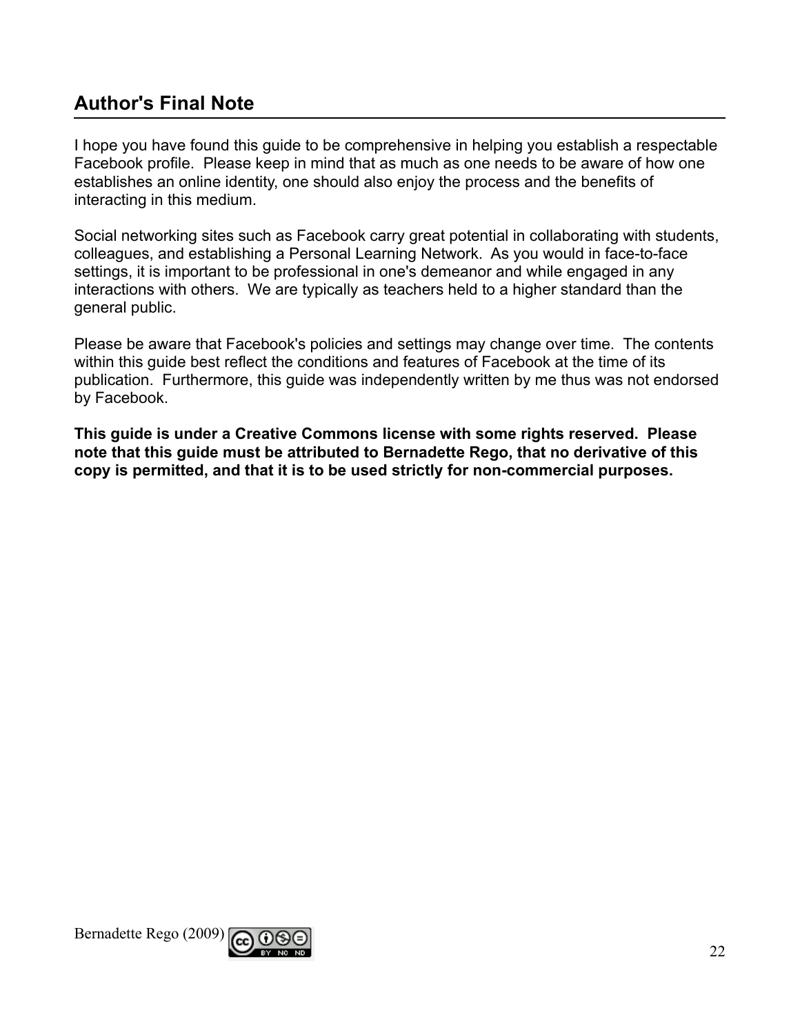## Author's Final Note

I hope you have found this guide to be comprehensive in helping you establish a respectable Facebook profile. Please keep in mind that as much as one needs to be aware of how one establishes an online identity, one should also enjoy the process and the benefits of interacting in this medium.

Social networking sites such as Facebook carry great potential in collaborating with students, colleagues, and establishing a Personal Learning Network. As you would in face-to-face settings, it is important to be professional in one's demeanor and while engaged in any interactions with others. We are typically as teachers held to a higher standard than the general public.

Please be aware that Facebook's policies and settings may change over time. The contents within this guide best reflect the conditions and features of Facebook at the time of its publication. Furthermore, this guide was independently written by me thus was not endorsed by Facebook.

**This guide is under a Creative Commons license with some rights reserved. Please note that this guide must be attributed to Bernadette Rego, that no derivative of this copy is permitted, and that it is to be used strictly for non-commercial purposes.**